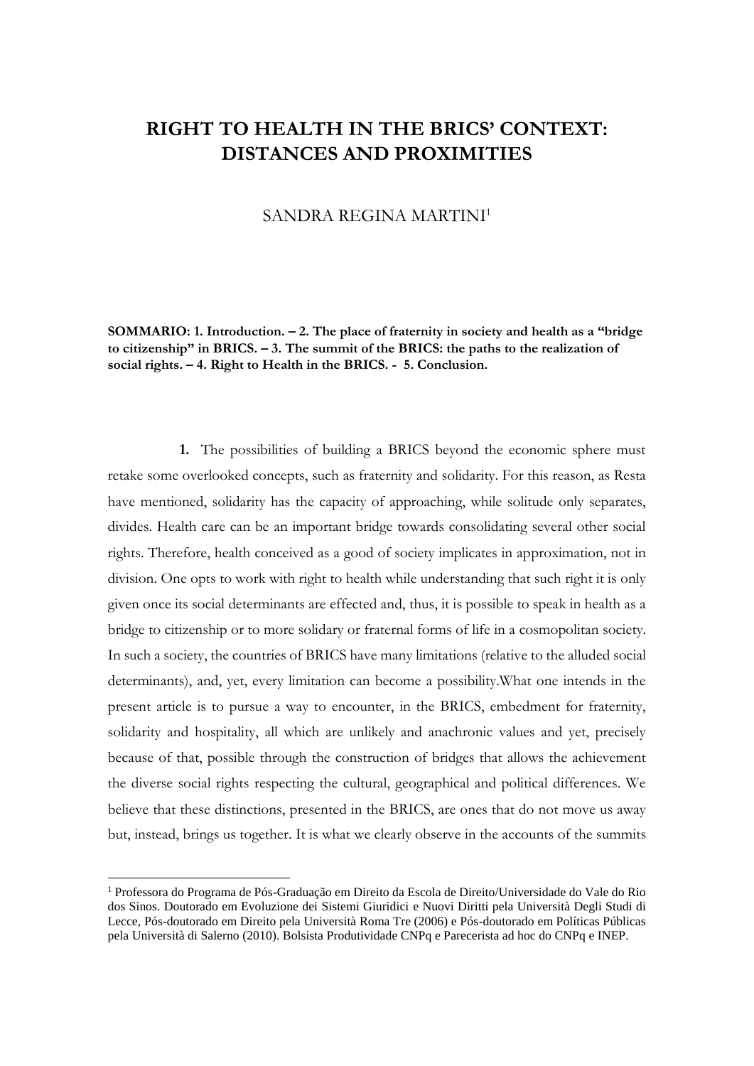# RIGHT TO HEALTH IN THE BRICS' CONTEXT: DISTANCES AND PROXIMITIES

SANDRA REGINA MARTINI[1]

**SOMMARIO: 1. Introduction. – 2. The place of fraternity in society and health as a "bridge to citizenship" in BRICS. – 3. The summit of the BRICS: the paths to the realization of social rights. – 4. Right to Health in the BRICS. - 5. Conclusion.**

**1.** The possibilities of building a BRICS beyond the economic sphere must retake some overlooked concepts, such as fraternity and solidarity. For this reason, as Resta have mentioned, solidarity has the capacity of approaching, while solitude only separates, divides. Health care can be an important bridge towards consolidating several other social rights. Therefore, health conceived as a good of society implicates in approximation, not in division. One opts to work with right to health while understanding that such right it is only given once its social determinants are effected and, thus, it is possible to speak in health as a bridge to citizenship or to more solidary or fraternal forms of life in a cosmopolitan society. In such a society, the countries of BRICS have many limitations (relative to the alluded social determinants), and, yet, every limitation can become a possibility.What one intends in the present article is to pursue a way to encounter, in the BRICS, embedment for fraternity, solidarity and hospitality, all which are unlikely and anachronic values and yet, precisely because of that, possible through the construction of bridges that allows the achievement the diverse social rights respecting the cultural, geographical and political differences. We believe that these distinctions, presented in the BRICS, are ones that do not move us away but, instead, brings us together. It is what we clearly observe in the accounts of the summits

[1] Professora do Programa de Pós-Graduação em Direito da Escola de Direito/Universidade do Vale do Rio dos Sinos. Doutorado em Evoluzione dei Sistemi Giuridici e Nuovi Diritti pela Università Degli Studi di Lecce, Pós-doutorado em Direito pela Università Roma Tre (2006) e Pós-doutorado em Políticas Públicas pela Università di Salerno (2010). Bolsista Produtividade CNPq e Parecerista ad hoc do CNPq e INEP.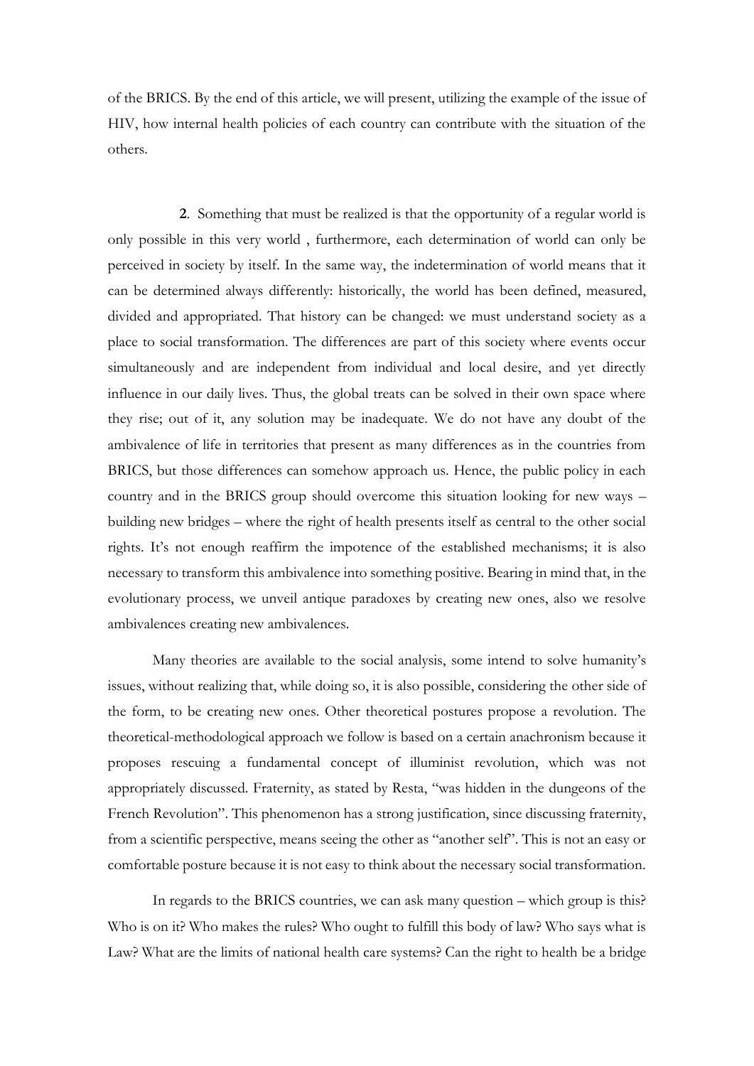of the BRICS. By the end of this article, we will present, utilizing the example of the issue of HIV, how internal health policies of each country can contribute with the situation of the others.

**2**. Something that must be realized is that the opportunity of a regular world is only possible in this very world , furthermore, each determination of world can only be perceived in society by itself. In the same way, the indetermination of world means that it can be determined always differently: historically, the world has been defined, measured, divided and appropriated. That history can be changed: we must understand society as a place to social transformation. The differences are part of this society where events occur simultaneously and are independent from individual and local desire, and yet directly influence in our daily lives. Thus, the global treats can be solved in their own space where they rise; out of it, any solution may be inadequate. We do not have any doubt of the ambivalence of life in territories that present as many differences as in the countries from BRICS, but those differences can somehow approach us. Hence, the public policy in each country and in the BRICS group should overcome this situation looking for new ways – building new bridges – where the right of health presents itself as central to the other social rights. It's not enough reaffirm the impotence of the established mechanisms; it is also necessary to transform this ambivalence into something positive. Bearing in mind that, in the evolutionary process, we unveil antique paradoxes by creating new ones, also we resolve ambivalences creating new ambivalences.

Many theories are available to the social analysis, some intend to solve humanity's issues, without realizing that, while doing so, it is also possible, considering the other side of the form, to be creating new ones. Other theoretical postures propose a revolution. The theoretical-methodological approach we follow is based on a certain anachronism because it proposes rescuing a fundamental concept of illuminist revolution, which was not appropriately discussed. Fraternity, as stated by Resta, "was hidden in the dungeons of the French Revolution". This phenomenon has a strong justification, since discussing fraternity, from a scientific perspective, means seeing the other as "another self". This is not an easy or comfortable posture because it is not easy to think about the necessary social transformation.

In regards to the BRICS countries, we can ask many question – which group is this? Who is on it? Who makes the rules? Who ought to fulfill this body of law? Who says what is Law? What are the limits of national health care systems? Can the right to health be a bridge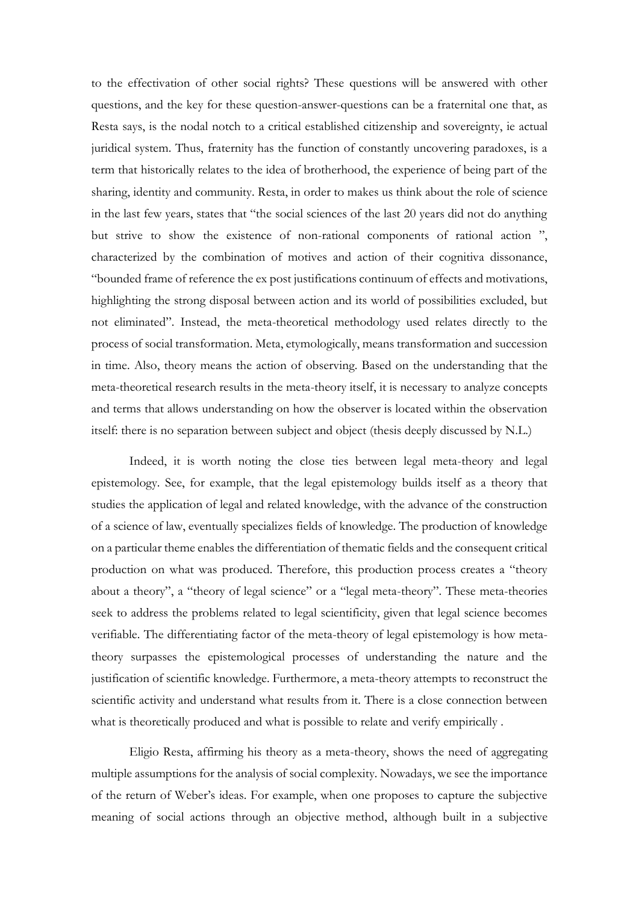to the effectivation of other social rights? These questions will be answered with other questions, and the key for these question-answer-questions can be a fraternital one that, as Resta says, is the nodal notch to a critical established citizenship and sovereignty, ie actual juridical system. Thus, fraternity has the function of constantly uncovering paradoxes, is a term that historically relates to the idea of brotherhood, the experience of being part of the sharing, identity and community. Resta, in order to makes us think about the role of science in the last few years, states that "the social sciences of the last 20 years did not do anything but strive to show the existence of non-rational components of rational action ", characterized by the combination of motives and action of their cognitiva dissonance, "bounded frame of reference the ex post justifications continuum of effects and motivations, highlighting the strong disposal between action and its world of possibilities excluded, but not eliminated". Instead, the meta-theoretical methodology used relates directly to the process of social transformation. Meta, etymologically, means transformation and succession in time. Also, theory means the action of observing. Based on the understanding that the meta-theoretical research results in the meta-theory itself, it is necessary to analyze concepts and terms that allows understanding on how the observer is located within the observation itself: there is no separation between subject and object (thesis deeply discussed by N.L.)

Indeed, it is worth noting the close ties between legal meta-theory and legal epistemology. See, for example, that the legal epistemology builds itself as a theory that studies the application of legal and related knowledge, with the advance of the construction of a science of law, eventually specializes fields of knowledge. The production of knowledge on a particular theme enables the differentiation of thematic fields and the consequent critical production on what was produced. Therefore, this production process creates a "theory about a theory", a "theory of legal science" or a "legal meta-theory". These meta-theories seek to address the problems related to legal scientificity, given that legal science becomes verifiable. The differentiating factor of the meta-theory of legal epistemology is how meta-theory surpasses the epistemological processes of understanding the nature and the justification of scientific knowledge. Furthermore, a meta-theory attempts to reconstruct the scientific activity and understand what results from it. There is a close connection between what is theoretically produced and what is possible to relate and verify empirically .

Eligio Resta, affirming his theory as a meta-theory, shows the need of aggregating multiple assumptions for the analysis of social complexity. Nowadays, we see the importance of the return of Weber's ideas. For example, when one proposes to capture the subjective meaning of social actions through an objective method, although built in a subjective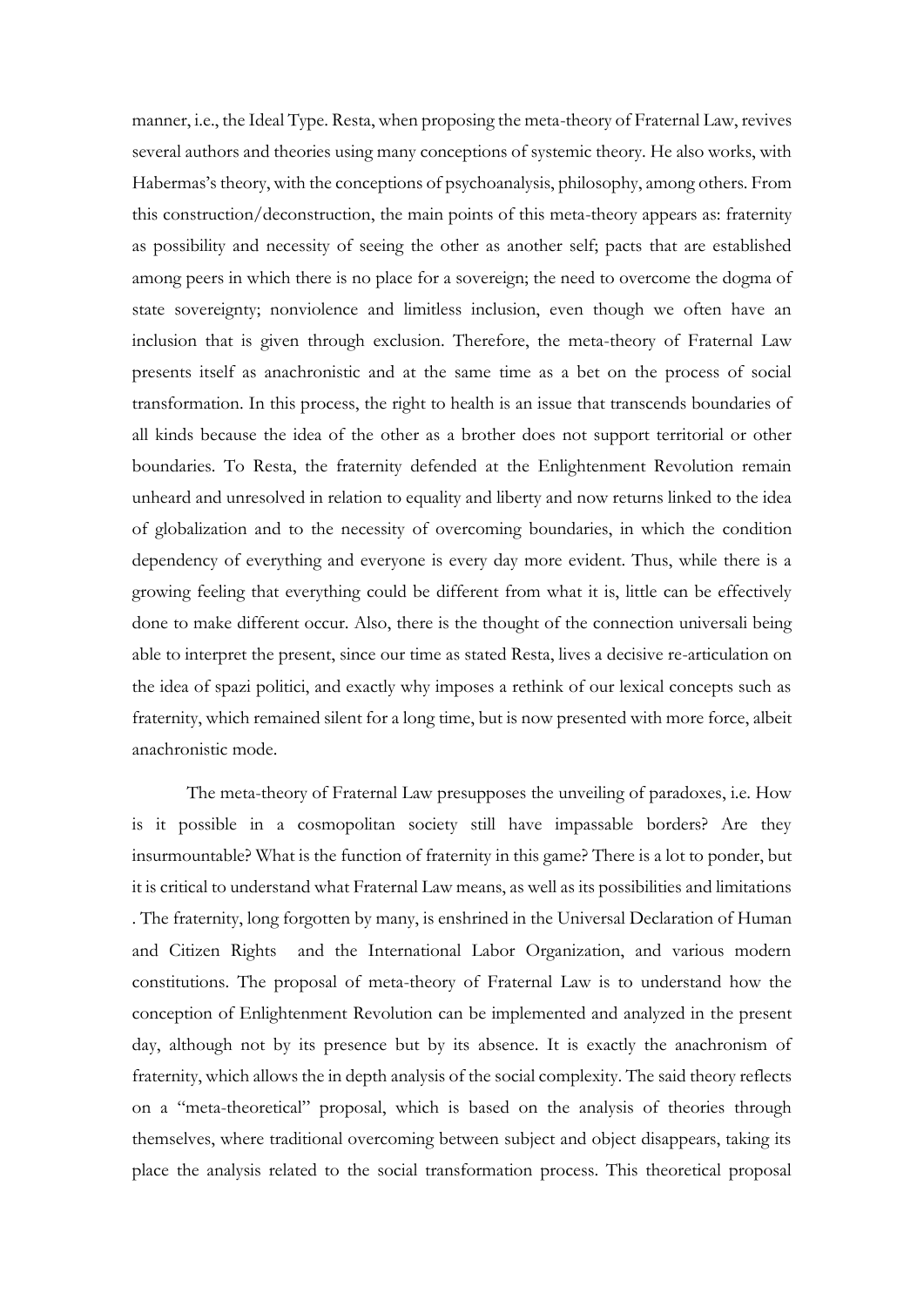manner, i.e., the Ideal Type. Resta, when proposing the meta-theory of Fraternal Law, revives several authors and theories using many conceptions of systemic theory. He also works, with Habermas's theory, with the conceptions of psychoanalysis, philosophy, among others. From this construction/deconstruction, the main points of this meta-theory appears as: fraternity as possibility and necessity of seeing the other as another self; pacts that are established among peers in which there is no place for a sovereign; the need to overcome the dogma of state sovereignty; nonviolence and limitless inclusion, even though we often have an inclusion that is given through exclusion. Therefore, the meta-theory of Fraternal Law presents itself as anachronistic and at the same time as a bet on the process of social transformation. In this process, the right to health is an issue that transcends boundaries of all kinds because the idea of the other as a brother does not support territorial or other boundaries. To Resta, the fraternity defended at the Enlightenment Revolution remain unheard and unresolved in relation to equality and liberty and now returns linked to the idea of globalization and to the necessity of overcoming boundaries, in which the condition dependency of everything and everyone is every day more evident. Thus, while there is a growing feeling that everything could be different from what it is, little can be effectively done to make different occur. Also, there is the thought of the connection universali being able to interpret the present, since our time as stated Resta, lives a decisive re-articulation on the idea of spazi politici, and exactly why imposes a rethink of our lexical concepts such as fraternity, which remained silent for a long time, but is now presented with more force, albeit anachronistic mode.

The meta-theory of Fraternal Law presupposes the unveiling of paradoxes, i.e. How is it possible in a cosmopolitan society still have impassable borders? Are they insurmountable? What is the function of fraternity in this game? There is a lot to ponder, but it is critical to understand what Fraternal Law means, as well as its possibilities and limitations . The fraternity, long forgotten by many, is enshrined in the Universal Declaration of Human and Citizen Rights and the International Labor Organization, and various modern constitutions. The proposal of meta-theory of Fraternal Law is to understand how the conception of Enlightenment Revolution can be implemented and analyzed in the present day, although not by its presence but by its absence. It is exactly the anachronism of fraternity, which allows the in depth analysis of the social complexity. The said theory reflects on a "meta-theoretical" proposal, which is based on the analysis of theories through themselves, where traditional overcoming between subject and object disappears, taking its place the analysis related to the social transformation process. This theoretical proposal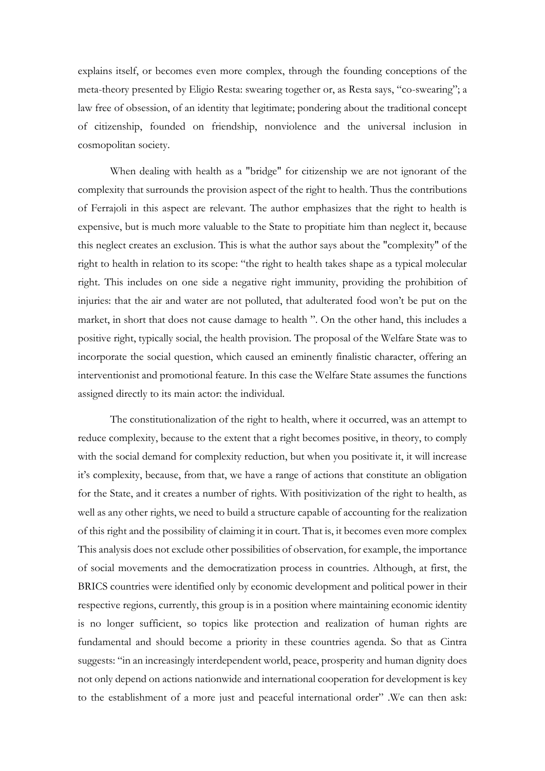explains itself, or becomes even more complex, through the founding conceptions of the meta-theory presented by Eligio Resta: swearing together or, as Resta says, "co-swearing"; a law free of obsession, of an identity that legitimate; pondering about the traditional concept of citizenship, founded on friendship, nonviolence and the universal inclusion in cosmopolitan society.

When dealing with health as a "bridge" for citizenship we are not ignorant of the complexity that surrounds the provision aspect of the right to health. Thus the contributions of Ferrajoli in this aspect are relevant. The author emphasizes that the right to health is expensive, but is much more valuable to the State to propitiate him than neglect it, because this neglect creates an exclusion. This is what the author says about the "complexity" of the right to health in relation to its scope: "the right to health takes shape as a typical molecular right. This includes on one side a negative right immunity, providing the prohibition of injuries: that the air and water are not polluted, that adulterated food won't be put on the market, in short that does not cause damage to health ". On the other hand, this includes a positive right, typically social, the health provision. The proposal of the Welfare State was to incorporate the social question, which caused an eminently finalistic character, offering an interventionist and promotional feature. In this case the Welfare State assumes the functions assigned directly to its main actor: the individual.

The constitutionalization of the right to health, where it occurred, was an attempt to reduce complexity, because to the extent that a right becomes positive, in theory, to comply with the social demand for complexity reduction, but when you positivate it, it will increase it's complexity, because, from that, we have a range of actions that constitute an obligation for the State, and it creates a number of rights. With positivization of the right to health, as well as any other rights, we need to build a structure capable of accounting for the realization of this right and the possibility of claiming it in court. That is, it becomes even more complex This analysis does not exclude other possibilities of observation, for example, the importance of social movements and the democratization process in countries. Although, at first, the BRICS countries were identified only by economic development and political power in their respective regions, currently, this group is in a position where maintaining economic identity is no longer sufficient, so topics like protection and realization of human rights are fundamental and should become a priority in these countries agenda. So that as Cintra suggests: "in an increasingly interdependent world, peace, prosperity and human dignity does not only depend on actions nationwide and international cooperation for development is key to the establishment of a more just and peaceful international order" .We can then ask: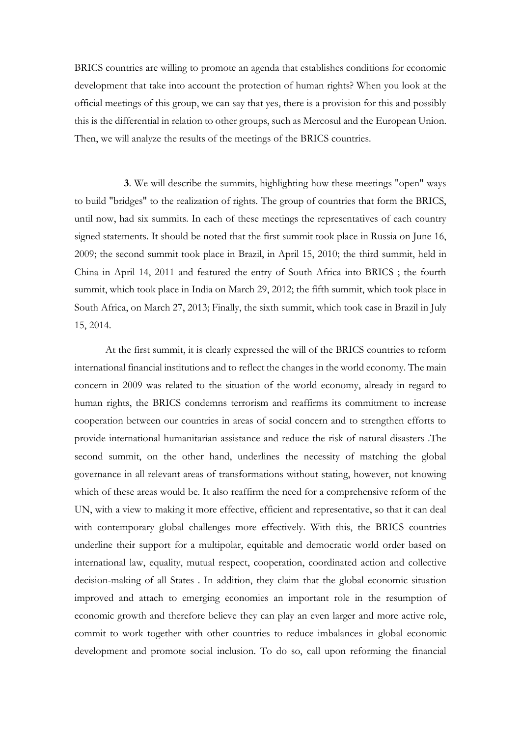BRICS countries are willing to promote an agenda that establishes conditions for economic development that take into account the protection of human rights? When you look at the official meetings of this group, we can say that yes, there is a provision for this and possibly this is the differential in relation to other groups, such as Mercosul and the European Union. Then, we will analyze the results of the meetings of the BRICS countries.

**3**. We will describe the summits, highlighting how these meetings "open" ways to build "bridges" to the realization of rights. The group of countries that form the BRICS, until now, had six summits. In each of these meetings the representatives of each country signed statements. It should be noted that the first summit took place in Russia on June 16, 2009; the second summit took place in Brazil, in April 15, 2010; the third summit, held in China in April 14, 2011 and featured the entry of South Africa into BRICS ; the fourth summit, which took place in India on March 29, 2012; the fifth summit, which took place in South Africa, on March 27, 2013; Finally, the sixth summit, which took case in Brazil in July 15, 2014.

At the first summit, it is clearly expressed the will of the BRICS countries to reform international financial institutions and to reflect the changes in the world economy. The main concern in 2009 was related to the situation of the world economy, already in regard to human rights, the BRICS condemns terrorism and reaffirms its commitment to increase cooperation between our countries in areas of social concern and to strengthen efforts to provide international humanitarian assistance and reduce the risk of natural disasters .The second summit, on the other hand, underlines the necessity of matching the global governance in all relevant areas of transformations without stating, however, not knowing which of these areas would be. It also reaffirm the need for a comprehensive reform of the UN, with a view to making it more effective, efficient and representative, so that it can deal with contemporary global challenges more effectively. With this, the BRICS countries underline their support for a multipolar, equitable and democratic world order based on international law, equality, mutual respect, cooperation, coordinated action and collective decision-making of all States . In addition, they claim that the global economic situation improved and attach to emerging economies an important role in the resumption of economic growth and therefore believe they can play an even larger and more active role, commit to work together with other countries to reduce imbalances in global economic development and promote social inclusion. To do so, call upon reforming the financial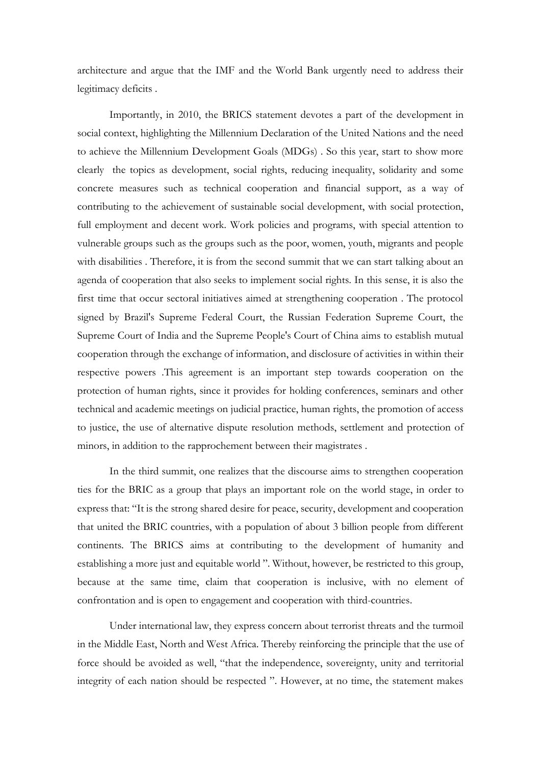architecture and argue that the IMF and the World Bank urgently need to address their legitimacy deficits .

Importantly, in 2010, the BRICS statement devotes a part of the development in social context, highlighting the Millennium Declaration of the United Nations and the need to achieve the Millennium Development Goals (MDGs) . So this year, start to show more clearly the topics as development, social rights, reducing inequality, solidarity and some concrete measures such as technical cooperation and financial support, as a way of contributing to the achievement of sustainable social development, with social protection, full employment and decent work. Work policies and programs, with special attention to vulnerable groups such as the groups such as the poor, women, youth, migrants and people with disabilities . Therefore, it is from the second summit that we can start talking about an agenda of cooperation that also seeks to implement social rights. In this sense, it is also the first time that occur sectoral initiatives aimed at strengthening cooperation . The protocol signed by Brazil's Supreme Federal Court, the Russian Federation Supreme Court, the Supreme Court of India and the Supreme People's Court of China aims to establish mutual cooperation through the exchange of information, and disclosure of activities in within their respective powers .This agreement is an important step towards cooperation on the protection of human rights, since it provides for holding conferences, seminars and other technical and academic meetings on judicial practice, human rights, the promotion of access to justice, the use of alternative dispute resolution methods, settlement and protection of minors, in addition to the rapprochement between their magistrates .

In the third summit, one realizes that the discourse aims to strengthen cooperation ties for the BRIC as a group that plays an important role on the world stage, in order to express that: "It is the strong shared desire for peace, security, development and cooperation that united the BRIC countries, with a population of about 3 billion people from different continents. The BRICS aims at contributing to the development of humanity and establishing a more just and equitable world ". Without, however, be restricted to this group, because at the same time, claim that cooperation is inclusive, with no element of confrontation and is open to engagement and cooperation with third-countries.

Under international law, they express concern about terrorist threats and the turmoil in the Middle East, North and West Africa. Thereby reinforcing the principle that the use of force should be avoided as well, "that the independence, sovereignty, unity and territorial integrity of each nation should be respected ". However, at no time, the statement makes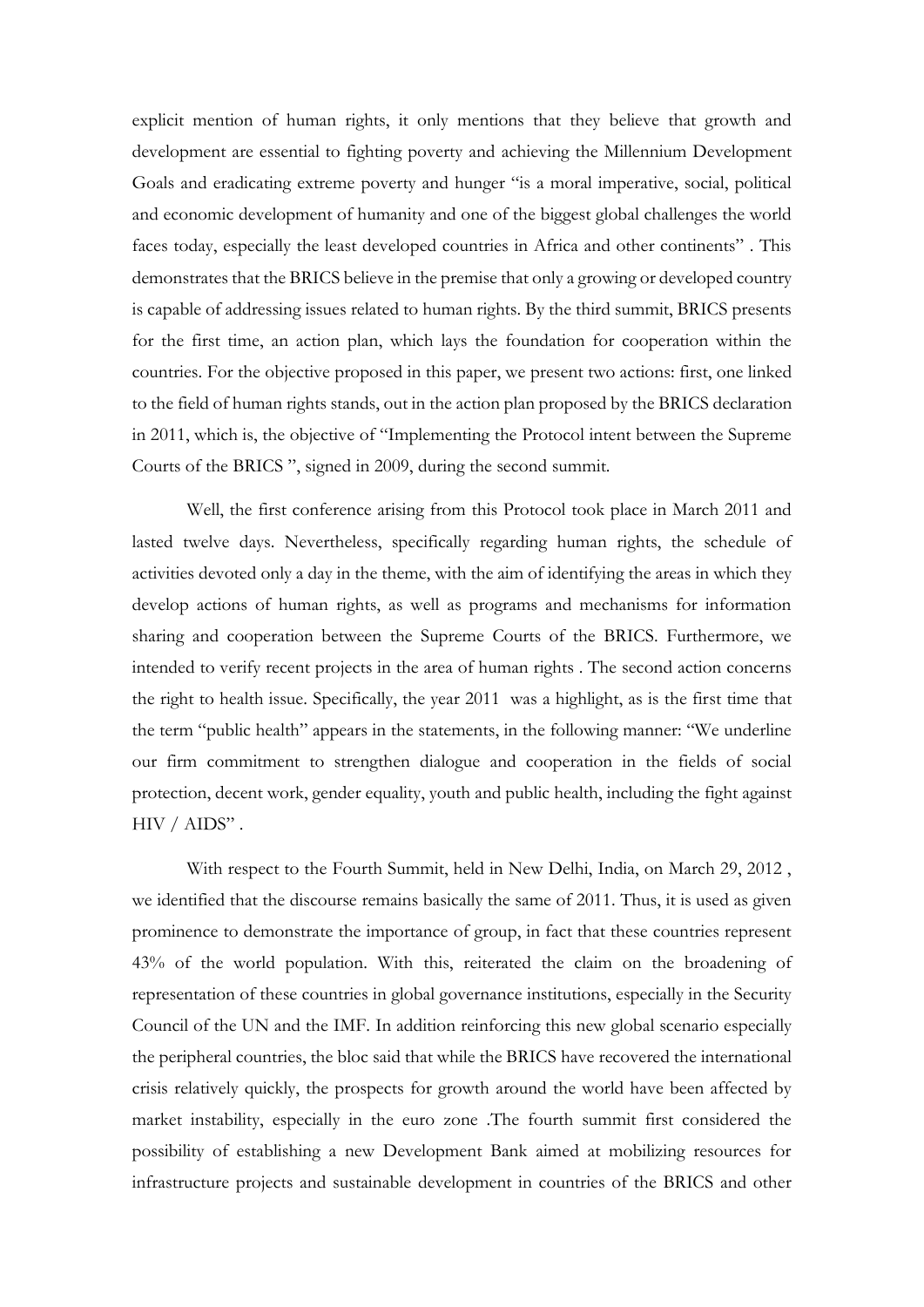explicit mention of human rights, it only mentions that they believe that growth and development are essential to fighting poverty and achieving the Millennium Development Goals and eradicating extreme poverty and hunger "is a moral imperative, social, political and economic development of humanity and one of the biggest global challenges the world faces today, especially the least developed countries in Africa and other continents" . This demonstrates that the BRICS believe in the premise that only a growing or developed country is capable of addressing issues related to human rights. By the third summit, BRICS presents for the first time, an action plan, which lays the foundation for cooperation within the countries. For the objective proposed in this paper, we present two actions: first, one linked to the field of human rights stands, out in the action plan proposed by the BRICS declaration in 2011, which is, the objective of "Implementing the Protocol intent between the Supreme Courts of the BRICS ", signed in 2009, during the second summit.

Well, the first conference arising from this Protocol took place in March 2011 and lasted twelve days. Nevertheless, specifically regarding human rights, the schedule of activities devoted only a day in the theme, with the aim of identifying the areas in which they develop actions of human rights, as well as programs and mechanisms for information sharing and cooperation between the Supreme Courts of the BRICS. Furthermore, we intended to verify recent projects in the area of human rights . The second action concerns the right to health issue. Specifically, the year 2011 was a highlight, as is the first time that the term "public health" appears in the statements, in the following manner: "We underline our firm commitment to strengthen dialogue and cooperation in the fields of social protection, decent work, gender equality, youth and public health, including the fight against HIV / AIDS" .

With respect to the Fourth Summit, held in New Delhi, India, on March 29, 2012 , we identified that the discourse remains basically the same of 2011. Thus, it is used as given prominence to demonstrate the importance of group, in fact that these countries represent 43% of the world population. With this, reiterated the claim on the broadening of representation of these countries in global governance institutions, especially in the Security Council of the UN and the IMF. In addition reinforcing this new global scenario especially the peripheral countries, the bloc said that while the BRICS have recovered the international crisis relatively quickly, the prospects for growth around the world have been affected by market instability, especially in the euro zone .The fourth summit first considered the possibility of establishing a new Development Bank aimed at mobilizing resources for infrastructure projects and sustainable development in countries of the BRICS and other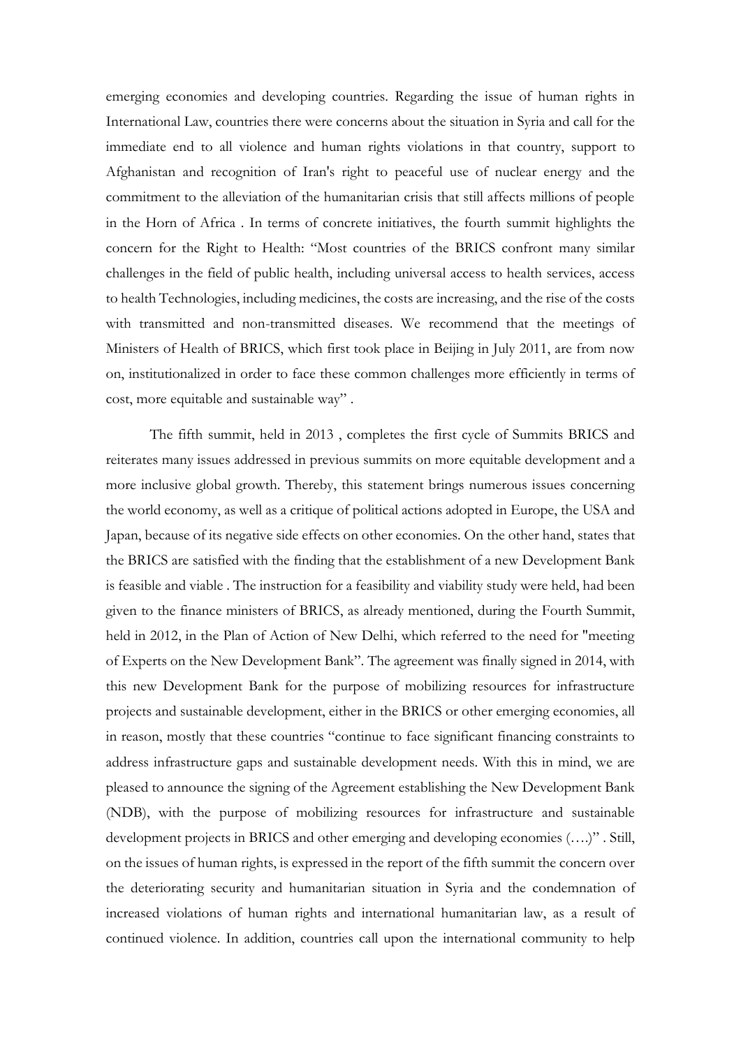emerging economies and developing countries. Regarding the issue of human rights in International Law, countries there were concerns about the situation in Syria and call for the immediate end to all violence and human rights violations in that country, support to Afghanistan and recognition of Iran's right to peaceful use of nuclear energy and the commitment to the alleviation of the humanitarian crisis that still affects millions of people in the Horn of Africa . In terms of concrete initiatives, the fourth summit highlights the concern for the Right to Health: "Most countries of the BRICS confront many similar challenges in the field of public health, including universal access to health services, access to health Technologies, including medicines, the costs are increasing, and the rise of the costs with transmitted and non-transmitted diseases. We recommend that the meetings of Ministers of Health of BRICS, which first took place in Beijing in July 2011, are from now on, institutionalized in order to face these common challenges more efficiently in terms of cost, more equitable and sustainable way" .

The fifth summit, held in 2013 , completes the first cycle of Summits BRICS and reiterates many issues addressed in previous summits on more equitable development and a more inclusive global growth. Thereby, this statement brings numerous issues concerning the world economy, as well as a critique of political actions adopted in Europe, the USA and Japan, because of its negative side effects on other economies. On the other hand, states that the BRICS are satisfied with the finding that the establishment of a new Development Bank is feasible and viable . The instruction for a feasibility and viability study were held, had been given to the finance ministers of BRICS, as already mentioned, during the Fourth Summit, held in 2012, in the Plan of Action of New Delhi, which referred to the need for "meeting of Experts on the New Development Bank". The agreement was finally signed in 2014, with this new Development Bank for the purpose of mobilizing resources for infrastructure projects and sustainable development, either in the BRICS or other emerging economies, all in reason, mostly that these countries "continue to face significant financing constraints to address infrastructure gaps and sustainable development needs. With this in mind, we are pleased to announce the signing of the Agreement establishing the New Development Bank (NDB), with the purpose of mobilizing resources for infrastructure and sustainable development projects in BRICS and other emerging and developing economies (….)" . Still, on the issues of human rights, is expressed in the report of the fifth summit the concern over the deteriorating security and humanitarian situation in Syria and the condemnation of increased violations of human rights and international humanitarian law, as a result of continued violence. In addition, countries call upon the international community to help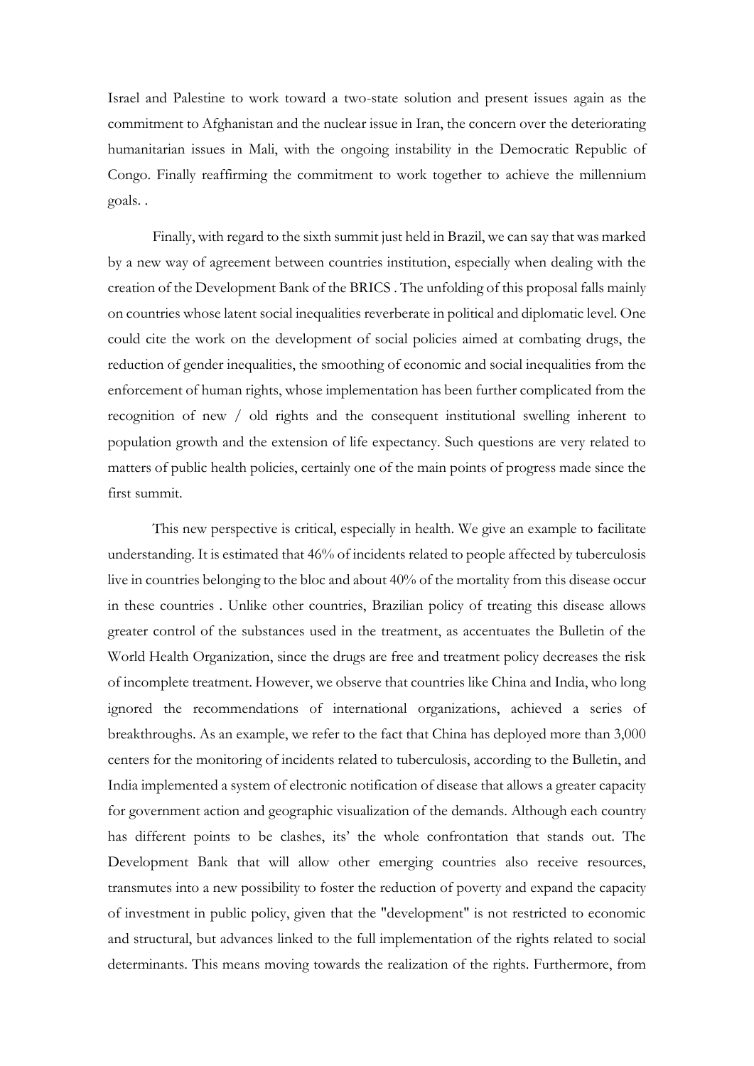Israel and Palestine to work toward a two-state solution and present issues again as the commitment to Afghanistan and the nuclear issue in Iran, the concern over the deteriorating humanitarian issues in Mali, with the ongoing instability in the Democratic Republic of Congo. Finally reaffirming the commitment to work together to achieve the millennium goals. .

Finally, with regard to the sixth summit just held in Brazil, we can say that was marked by a new way of agreement between countries institution, especially when dealing with the creation of the Development Bank of the BRICS . The unfolding of this proposal falls mainly on countries whose latent social inequalities reverberate in political and diplomatic level. One could cite the work on the development of social policies aimed at combating drugs, the reduction of gender inequalities, the smoothing of economic and social inequalities from the enforcement of human rights, whose implementation has been further complicated from the recognition of new / old rights and the consequent institutional swelling inherent to population growth and the extension of life expectancy. Such questions are very related to matters of public health policies, certainly one of the main points of progress made since the first summit.

This new perspective is critical, especially in health. We give an example to facilitate understanding. It is estimated that 46% of incidents related to people affected by tuberculosis live in countries belonging to the bloc and about 40% of the mortality from this disease occur in these countries . Unlike other countries, Brazilian policy of treating this disease allows greater control of the substances used in the treatment, as accentuates the Bulletin of the World Health Organization, since the drugs are free and treatment policy decreases the risk of incomplete treatment. However, we observe that countries like China and India, who long ignored the recommendations of international organizations, achieved a series of breakthroughs. As an example, we refer to the fact that China has deployed more than 3,000 centers for the monitoring of incidents related to tuberculosis, according to the Bulletin, and India implemented a system of electronic notification of disease that allows a greater capacity for government action and geographic visualization of the demands. Although each country has different points to be clashes, its' the whole confrontation that stands out. The Development Bank that will allow other emerging countries also receive resources, transmutes into a new possibility to foster the reduction of poverty and expand the capacity of investment in public policy, given that the "development" is not restricted to economic and structural, but advances linked to the full implementation of the rights related to social determinants. This means moving towards the realization of the rights. Furthermore, from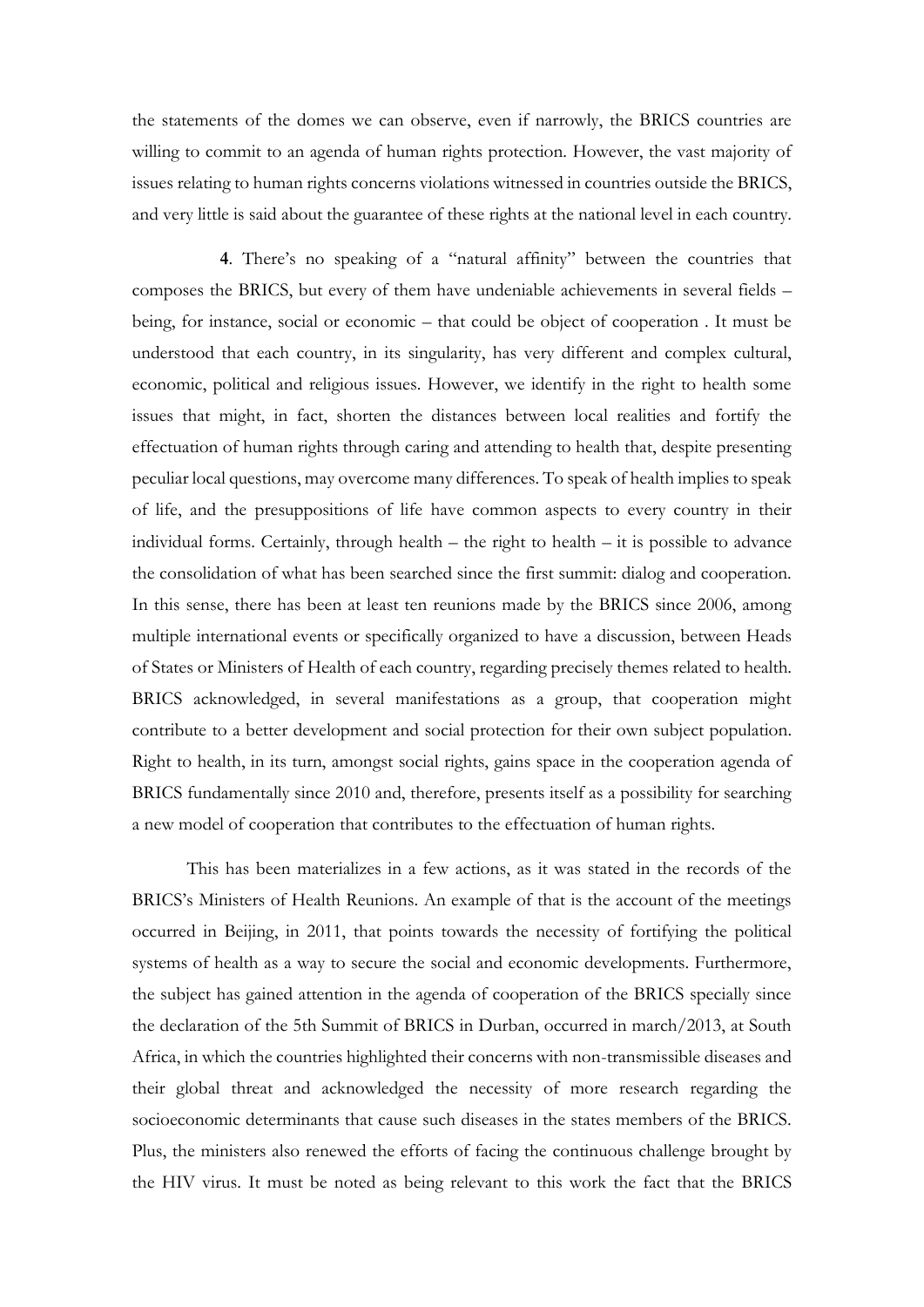the statements of the domes we can observe, even if narrowly, the BRICS countries are willing to commit to an agenda of human rights protection. However, the vast majority of issues relating to human rights concerns violations witnessed in countries outside the BRICS, and very little is said about the guarantee of these rights at the national level in each country.

**4**. There's no speaking of a "natural affinity" between the countries that composes the BRICS, but every of them have undeniable achievements in several fields – being, for instance, social or economic – that could be object of cooperation . It must be understood that each country, in its singularity, has very different and complex cultural, economic, political and religious issues. However, we identify in the right to health some issues that might, in fact, shorten the distances between local realities and fortify the effectuation of human rights through caring and attending to health that, despite presenting peculiar local questions, may overcome many differences. To speak of health implies to speak of life, and the presuppositions of life have common aspects to every country in their individual forms. Certainly, through health – the right to health – it is possible to advance the consolidation of what has been searched since the first summit: dialog and cooperation. In this sense, there has been at least ten reunions made by the BRICS since 2006, among multiple international events or specifically organized to have a discussion, between Heads of States or Ministers of Health of each country, regarding precisely themes related to health. BRICS acknowledged, in several manifestations as a group, that cooperation might contribute to a better development and social protection for their own subject population. Right to health, in its turn, amongst social rights, gains space in the cooperation agenda of BRICS fundamentally since 2010 and, therefore, presents itself as a possibility for searching a new model of cooperation that contributes to the effectuation of human rights.

This has been materializes in a few actions, as it was stated in the records of the BRICS's Ministers of Health Reunions. An example of that is the account of the meetings occurred in Beijing, in 2011, that points towards the necessity of fortifying the political systems of health as a way to secure the social and economic developments. Furthermore, the subject has gained attention in the agenda of cooperation of the BRICS specially since the declaration of the 5th Summit of BRICS in Durban, occurred in march/2013, at South Africa, in which the countries highlighted their concerns with non-transmissible diseases and their global threat and acknowledged the necessity of more research regarding the socioeconomic determinants that cause such diseases in the states members of the BRICS. Plus, the ministers also renewed the efforts of facing the continuous challenge brought by the HIV virus. It must be noted as being relevant to this work the fact that the BRICS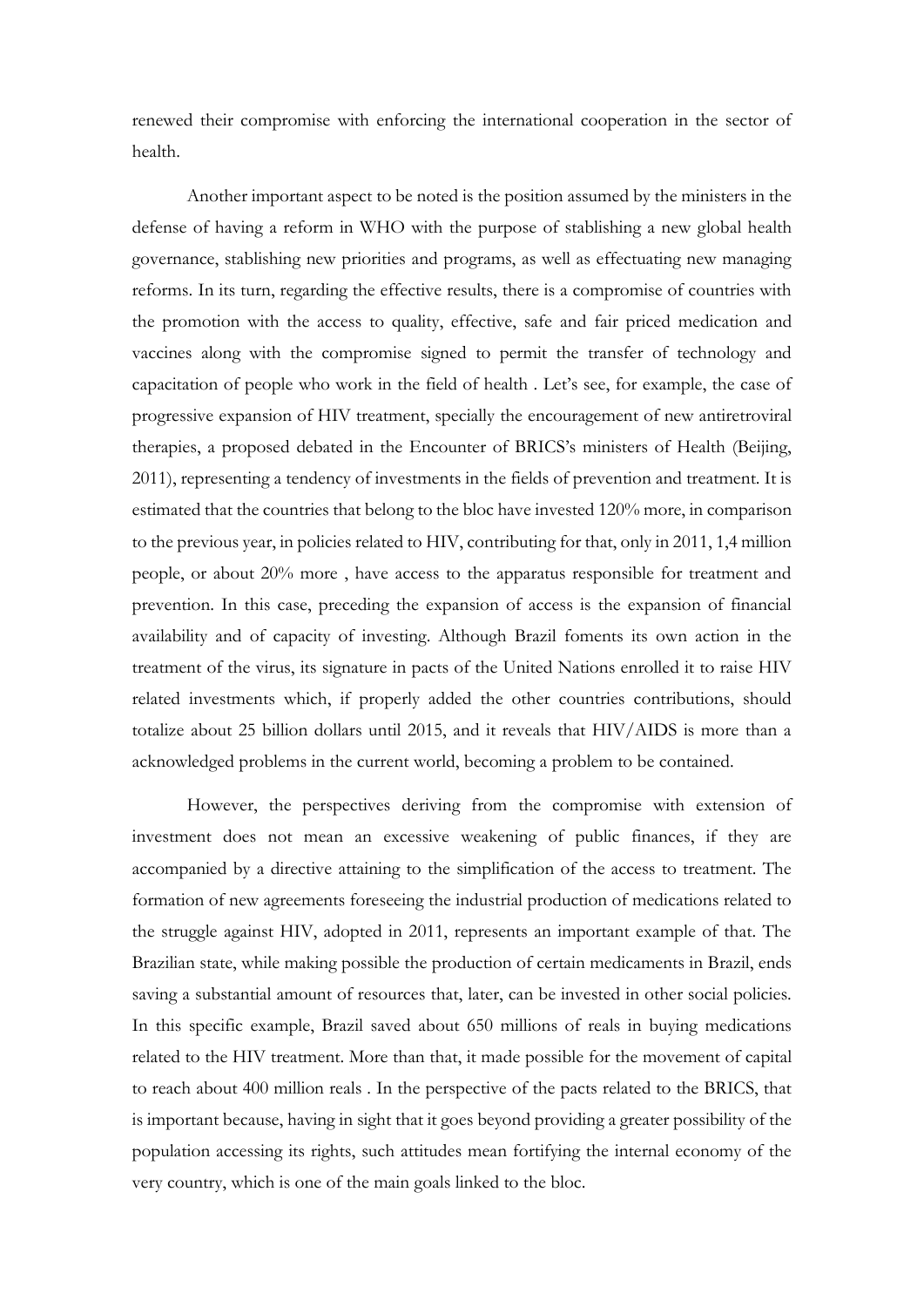renewed their compromise with enforcing the international cooperation in the sector of health.

Another important aspect to be noted is the position assumed by the ministers in the defense of having a reform in WHO with the purpose of stablishing a new global health governance, stablishing new priorities and programs, as well as effectuating new managing reforms. In its turn, regarding the effective results, there is a compromise of countries with the promotion with the access to quality, effective, safe and fair priced medication and vaccines along with the compromise signed to permit the transfer of technology and capacitation of people who work in the field of health . Let's see, for example, the case of progressive expansion of HIV treatment, specially the encouragement of new antiretroviral therapies, a proposed debated in the Encounter of BRICS's ministers of Health (Beijing, 2011), representing a tendency of investments in the fields of prevention and treatment. It is estimated that the countries that belong to the bloc have invested 120% more, in comparison to the previous year, in policies related to HIV, contributing for that, only in 2011, 1,4 million people, or about 20% more , have access to the apparatus responsible for treatment and prevention. In this case, preceding the expansion of access is the expansion of financial availability and of capacity of investing. Although Brazil foments its own action in the treatment of the virus, its signature in pacts of the United Nations enrolled it to raise HIV related investments which, if properly added the other countries contributions, should totalize about 25 billion dollars until 2015, and it reveals that HIV/AIDS is more than a acknowledged problems in the current world, becoming a problem to be contained.

However, the perspectives deriving from the compromise with extension of investment does not mean an excessive weakening of public finances, if they are accompanied by a directive attaining to the simplification of the access to treatment. The formation of new agreements foreseeing the industrial production of medications related to the struggle against HIV, adopted in 2011, represents an important example of that. The Brazilian state, while making possible the production of certain medicaments in Brazil, ends saving a substantial amount of resources that, later, can be invested in other social policies. In this specific example, Brazil saved about 650 millions of reals in buying medications related to the HIV treatment. More than that, it made possible for the movement of capital to reach about 400 million reals . In the perspective of the pacts related to the BRICS, that is important because, having in sight that it goes beyond providing a greater possibility of the population accessing its rights, such attitudes mean fortifying the internal economy of the very country, which is one of the main goals linked to the bloc.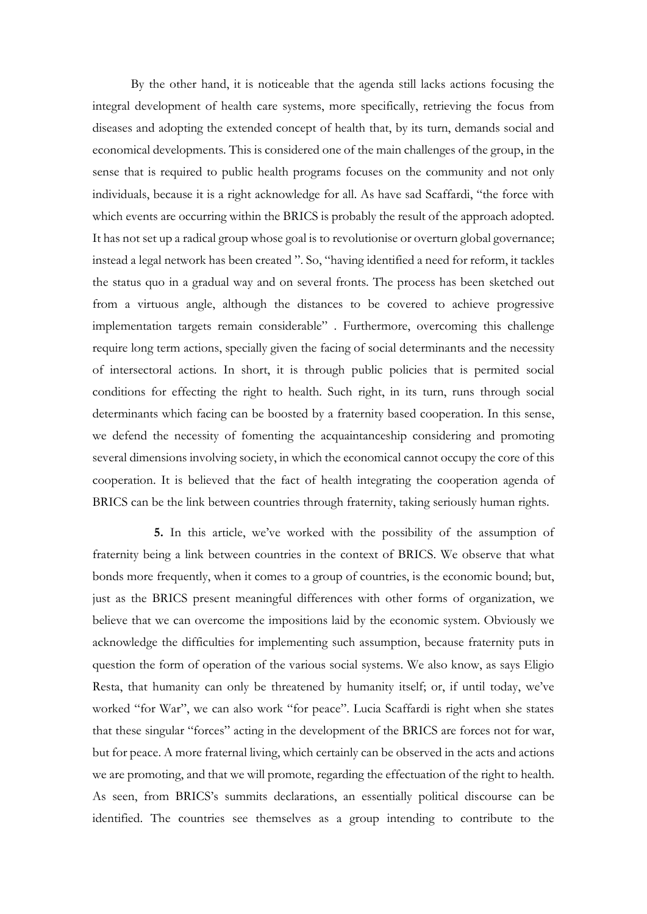By the other hand, it is noticeable that the agenda still lacks actions focusing the integral development of health care systems, more specifically, retrieving the focus from diseases and adopting the extended concept of health that, by its turn, demands social and economical developments. This is considered one of the main challenges of the group, in the sense that is required to public health programs focuses on the community and not only individuals, because it is a right acknowledge for all. As have sad Scaffardi, "the force with which events are occurring within the BRICS is probably the result of the approach adopted. It has not set up a radical group whose goal is to revolutionise or overturn global governance; instead a legal network has been created ". So, "having identified a need for reform, it tackles the status quo in a gradual way and on several fronts. The process has been sketched out from a virtuous angle, although the distances to be covered to achieve progressive implementation targets remain considerable" . Furthermore, overcoming this challenge require long term actions, specially given the facing of social determinants and the necessity of intersectoral actions. In short, it is through public policies that is permited social conditions for effecting the right to health. Such right, in its turn, runs through social determinants which facing can be boosted by a fraternity based cooperation. In this sense, we defend the necessity of fomenting the acquaintanceship considering and promoting several dimensions involving society, in which the economical cannot occupy the core of this cooperation. It is believed that the fact of health integrating the cooperation agenda of BRICS can be the link between countries through fraternity, taking seriously human rights.

**5.** In this article, we've worked with the possibility of the assumption of fraternity being a link between countries in the context of BRICS. We observe that what bonds more frequently, when it comes to a group of countries, is the economic bound; but, just as the BRICS present meaningful differences with other forms of organization, we believe that we can overcome the impositions laid by the economic system. Obviously we acknowledge the difficulties for implementing such assumption, because fraternity puts in question the form of operation of the various social systems. We also know, as says Eligio Resta, that humanity can only be threatened by humanity itself; or, if until today, we've worked "for War", we can also work "for peace". Lucia Scaffardi is right when she states that these singular "forces" acting in the development of the BRICS are forces not for war, but for peace. A more fraternal living, which certainly can be observed in the acts and actions we are promoting, and that we will promote, regarding the effectuation of the right to health. As seen, from BRICS's summits declarations, an essentially political discourse can be identified. The countries see themselves as a group intending to contribute to the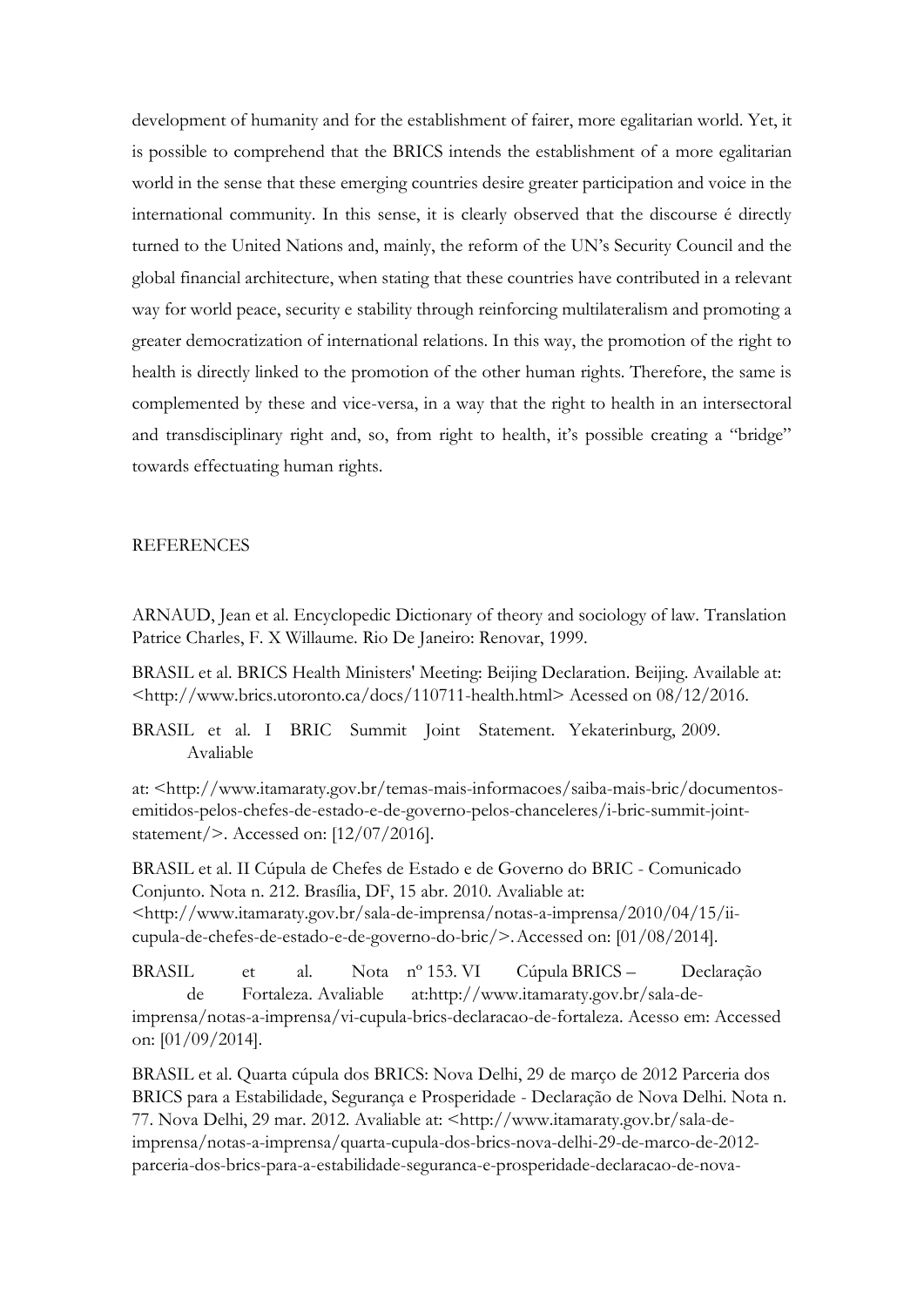development of humanity and for the establishment of fairer, more egalitarian world. Yet, it is possible to comprehend that the BRICS intends the establishment of a more egalitarian world in the sense that these emerging countries desire greater participation and voice in the international community. In this sense, it is clearly observed that the discourse é directly turned to the United Nations and, mainly, the reform of the UN's Security Council and the global financial architecture, when stating that these countries have contributed in a relevant way for world peace, security e stability through reinforcing multilateralism and promoting a greater democratization of international relations. In this way, the promotion of the right to health is directly linked to the promotion of the other human rights. Therefore, the same is complemented by these and vice-versa, in a way that the right to health in an intersectoral and transdisciplinary right and, so, from right to health, it's possible creating a "bridge" towards effectuating human rights.

## REFERENCES

ARNAUD, Jean et al. Encyclopedic Dictionary of theory and sociology of law. Translation Patrice Charles, F. X Willaume. Rio De Janeiro: Renovar, 1999.

BRASIL et al. BRICS Health Ministers' Meeting: Beijing Declaration. Beijing. Available at: <http://www.brics.utoronto.ca/docs/110711-health.html> Acessed on 08/12/2016.

BRASIL et al. I BRIC Summit Joint Statement. Yekaterinburg, 2009. Avaliable at: <http://www.itamaraty.gov.br/temas-mais-informacoes/saiba-mais-bric/documentos-emitidos-pelos-chefes-de-estado-e-de-governo-pelos-chanceleres/i-bric-summit-joint-statement/>. Accessed on: [12/07/2016].

BRASIL et al. II Cúpula de Chefes de Estado e de Governo do BRIC - Comunicado Conjunto. Nota n. 212. Brasília, DF, 15 abr. 2010. Avaliable at: <http://www.itamaraty.gov.br/sala-de-imprensa/notas-a-imprensa/2010/04/15/ii-cupula-de-chefes-de-estado-e-de-governo-do-bric/>. Accessed on: [01/08/2014].

BRASIL et al. Nota nº 153. VI Cúpula BRICS – Declaração de Fortaleza. Avaliable at:http://www.itamaraty.gov.br/sala-de-imprensa/notas-a-imprensa/vi-cupula-brics-declaracao-de-fortaleza. Acesso em: Accessed on: [01/09/2014].

BRASIL et al. Quarta cúpula dos BRICS: Nova Delhi, 29 de março de 2012 Parceria dos BRICS para a Estabilidade, Segurança e Prosperidade - Declaração de Nova Delhi. Nota n. 77. Nova Delhi, 29 mar. 2012. Avaliable at: <http://www.itamaraty.gov.br/sala-de-imprensa/notas-a-imprensa/quarta-cupula-dos-brics-nova-delhi-29-de-marco-de-2012-parceria-dos-brics-para-a-estabilidade-seguranca-e-prosperidade-declaracao-de-nova-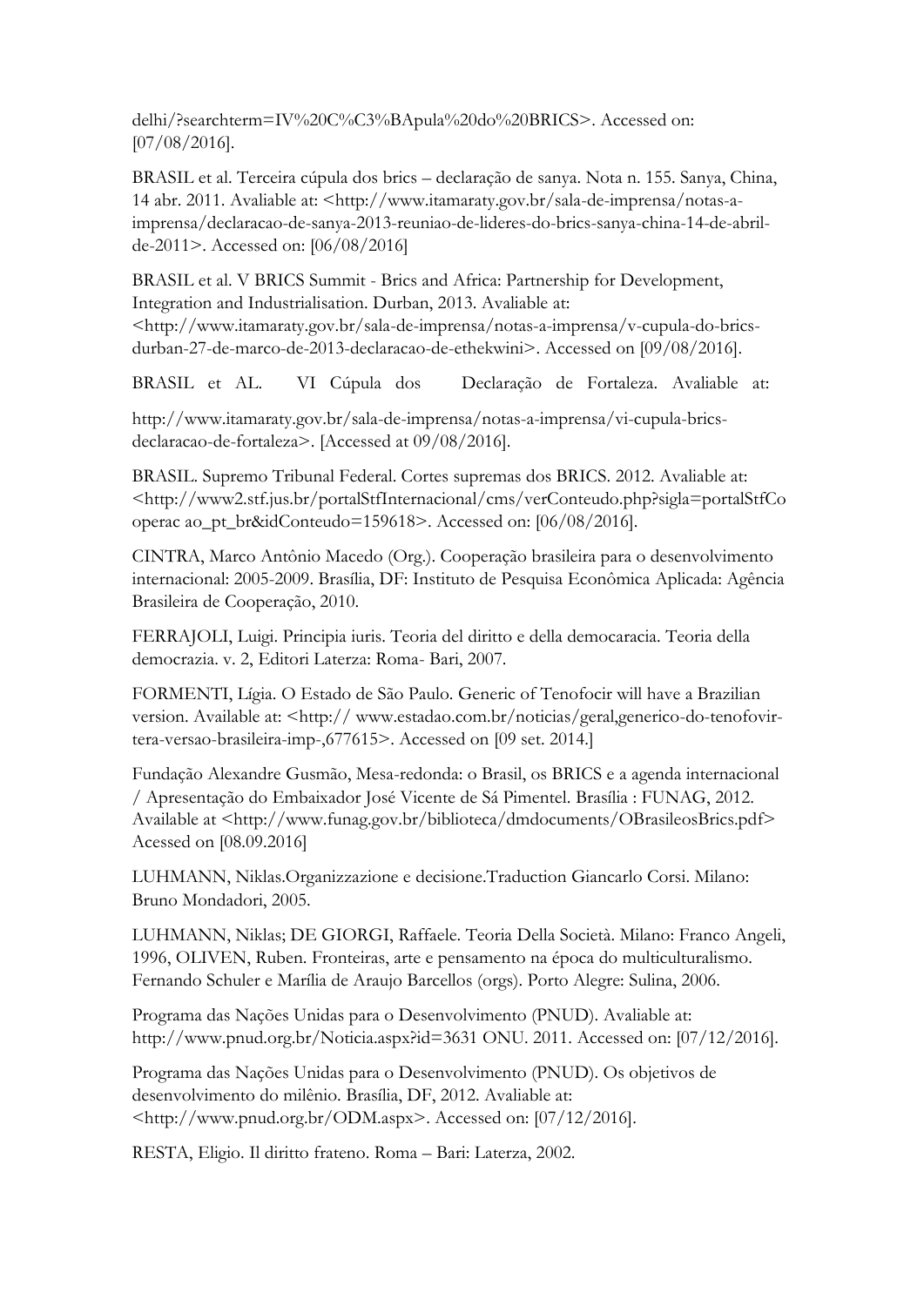delhi/?searchterm=IV%20C%C3%BApula%20do%20BRICS>. Accessed on: [07/08/2016].

BRASIL et al. Terceira cúpula dos brics – declaração de sanya. Nota n. 155. Sanya, China, 14 abr. 2011. Avaliable at: <http://www.itamaraty.gov.br/sala-de-imprensa/notas-a-imprensa/declaracao-de-sanya-2013-reuniao-de-lideres-do-brics-sanya-china-14-de-abril-de-2011>. Accessed on: [06/08/2016]

BRASIL et al. V BRICS Summit - Brics and Africa: Partnership for Development, Integration and Industrialisation. Durban, 2013. Avaliable at: <http://www.itamaraty.gov.br/sala-de-imprensa/notas-a-imprensa/v-cupula-do-brics-durban-27-de-marco-de-2013-declaracao-de-ethekwini>. Accessed on [09/08/2016].

BRASIL et AL. VI Cúpula dos Declaração de Fortaleza. Avaliable at:

http://www.itamaraty.gov.br/sala-de-imprensa/notas-a-imprensa/vi-cupula-brics-declaracao-de-fortaleza>. [Accessed at 09/08/2016].

BRASIL. Supremo Tribunal Federal. Cortes supremas dos BRICS. 2012. Avaliable at: <http://www2.stf.jus.br/portalStfInternacional/cms/verConteudo.php?sigla=portalStfCooperac ao_pt_br&idConteudo=159618>. Accessed on: [06/08/2016].

CINTRA, Marco Antônio Macedo (Org.). Cooperação brasileira para o desenvolvimento internacional: 2005-2009. Brasília, DF: Instituto de Pesquisa Econômica Aplicada: Agência Brasileira de Cooperação, 2010.

FERRAJOLI, Luigi. Principia iuris. Teoria del diritto e della democaracia. Teoria della democrazia. v. 2, Editori Laterza: Roma- Bari, 2007.

FORMENTI, Lígia. O Estado de São Paulo. Generic of Tenofocir will have a Brazilian version. Available at: <http:// www.estadao.com.br/noticias/geral,generico-do-tenofovir-tera-versao-brasileira-imp-,677615>. Accessed on [09 set. 2014.]

Fundação Alexandre Gusmão, Mesa-redonda: o Brasil, os BRICS e a agenda internacional / Apresentação do Embaixador José Vicente de Sá Pimentel. Brasília : FUNAG, 2012. Available at <http://www.funag.gov.br/biblioteca/dmdocuments/OBrasileosBrics.pdf> Acessed on [08.09.2016]

LUHMANN, Niklas.Organizzazione e decisione.Traduction Giancarlo Corsi. Milano: Bruno Mondadori, 2005.

LUHMANN, Niklas; DE GIORGI, Raffaele. Teoria Della Società. Milano: Franco Angeli, 1996, OLIVEN, Ruben. Fronteiras, arte e pensamento na época do multiculturalismo. Fernando Schuler e Marília de Araujo Barcellos (orgs). Porto Alegre: Sulina, 2006.

Programa das Nações Unidas para o Desenvolvimento (PNUD). Avaliable at: http://www.pnud.org.br/Noticia.aspx?id=3631 ONU. 2011. Accessed on: [07/12/2016].

Programa das Nações Unidas para o Desenvolvimento (PNUD). Os objetivos de desenvolvimento do milênio. Brasília, DF, 2012. Avaliable at: <http://www.pnud.org.br/ODM.aspx>. Accessed on: [07/12/2016].

RESTA, Eligio. Il diritto frateno. Roma – Bari: Laterza, 2002.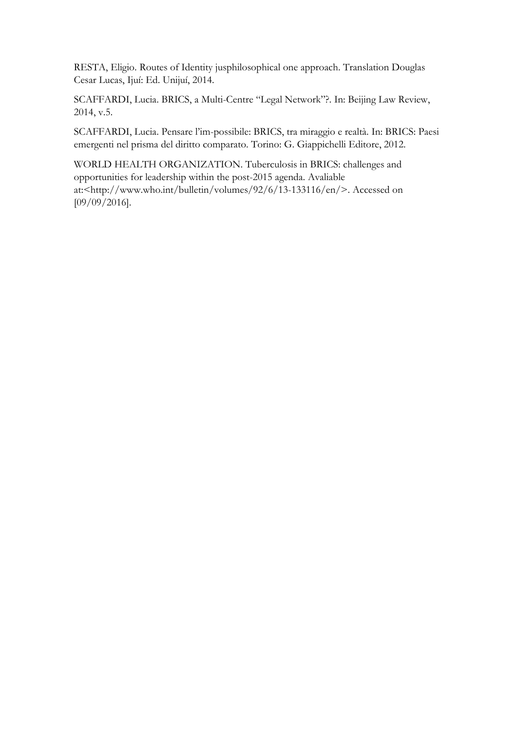RESTA, Eligio. Routes of Identity jusphilosophical one approach. Translation Douglas Cesar Lucas, Ijuí: Ed. Unijuí, 2014.

SCAFFARDI, Lucia. BRICS, a Multi-Centre "Legal Network"?. In: Beijing Law Review, 2014, v.5.

SCAFFARDI, Lucia. Pensare l'im-possibile: BRICS, tra miraggio e realtà. In: BRICS: Paesi emergenti nel prisma del diritto comparato. Torino: G. Giappichelli Editore, 2012.

WORLD HEALTH ORGANIZATION. Tuberculosis in BRICS: challenges and opportunities for leadership within the post-2015 agenda. Avaliable at:<http://www.who.int/bulletin/volumes/92/6/13-133116/en/>. Accessed on [09/09/2016].